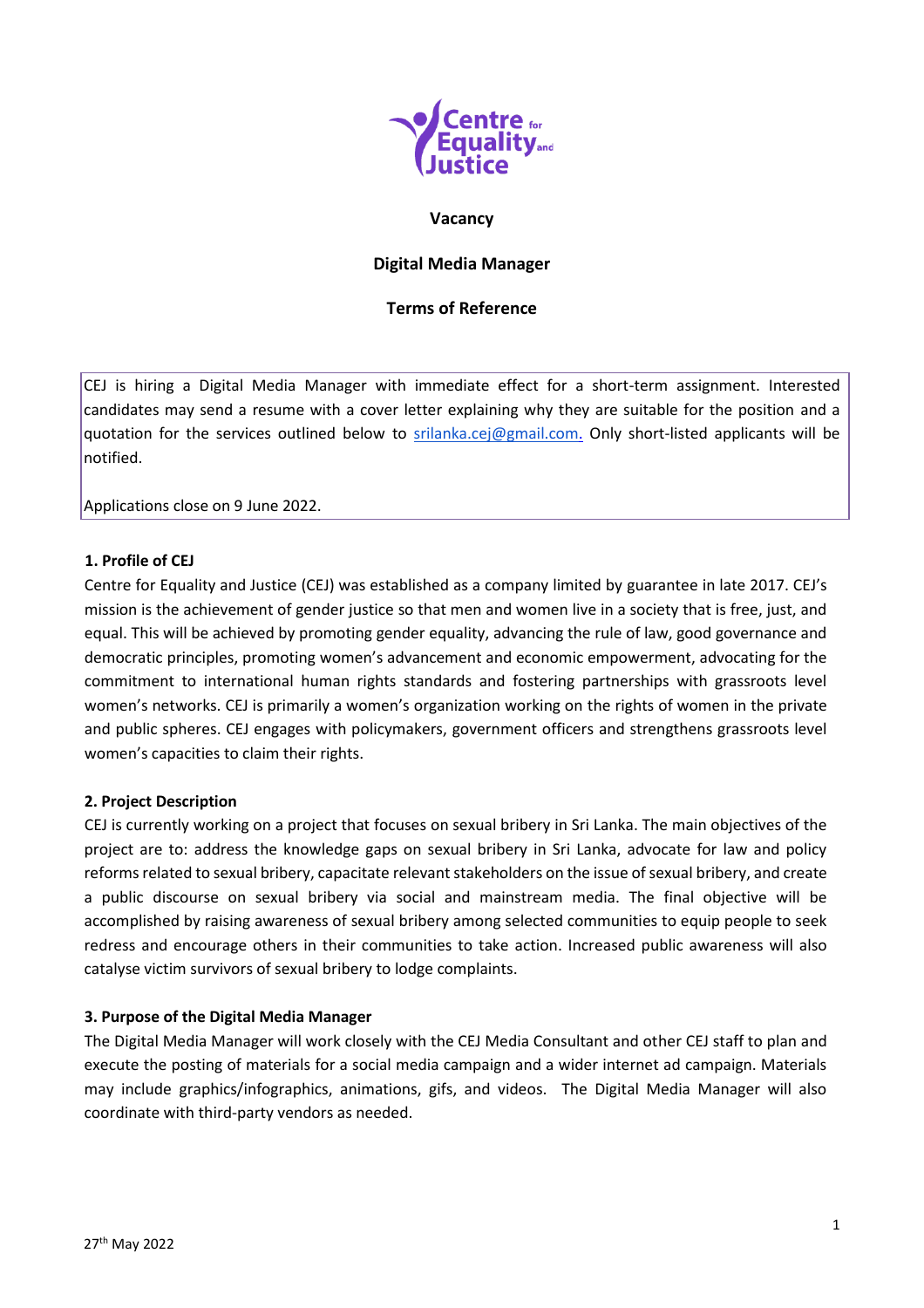Centre for Equality and Justice

**Vacancy**

**Digital Media Manager**

**Terms of Reference**

CEJ is hiring a Digital Media Manager with immediate effect for a short-term assignment. Interested candidates may send a resume with a cover letter explaining why they are suitable for the position and a quotation for the services outlined below to srilanka.cej@gmail.com. Only short-listed applicants will be notified.

Applications close on 9 June 2022.

### 1. Profile of CEJ

Centre for Equality and Justice (CEJ) was established as a company limited by guarantee in late 2017. CEJ's mission is the achievement of gender justice so that men and women live in a society that is free, just, and equal. This will be achieved by promoting gender equality, advancing the rule of law, good governance and democratic principles, promoting women's advancement and economic empowerment, advocating for the commitment to international human rights standards and fostering partnerships with grassroots level women's networks. CEJ is primarily a women's organization working on the rights of women in the private and public spheres. CEJ engages with policymakers, government officers and strengthens grassroots level women's capacities to claim their rights.

### 2. Project Description

CEJ is currently working on a project that focuses on sexual bribery in Sri Lanka. The main objectives of the project are to: address the knowledge gaps on sexual bribery in Sri Lanka, advocate for law and policy reforms related to sexual bribery, capacitate relevant stakeholders on the issue of sexual bribery, and create a public discourse on sexual bribery via social and mainstream media. The final objective will be accomplished by raising awareness of sexual bribery among selected communities to equip people to seek redress and encourage others in their communities to take action. Increased public awareness will also catalyse victim survivors of sexual bribery to lodge complaints.

### 3. Purpose of the Digital Media Manager

The Digital Media Manager will work closely with the CEJ Media Consultant and other CEJ staff to plan and execute the posting of materials for a social media campaign and a wider internet ad campaign. Materials may include graphics/infographics, animations, gifs, and videos. The Digital Media Manager will also coordinate with third-party vendors as needed.

27th May 2022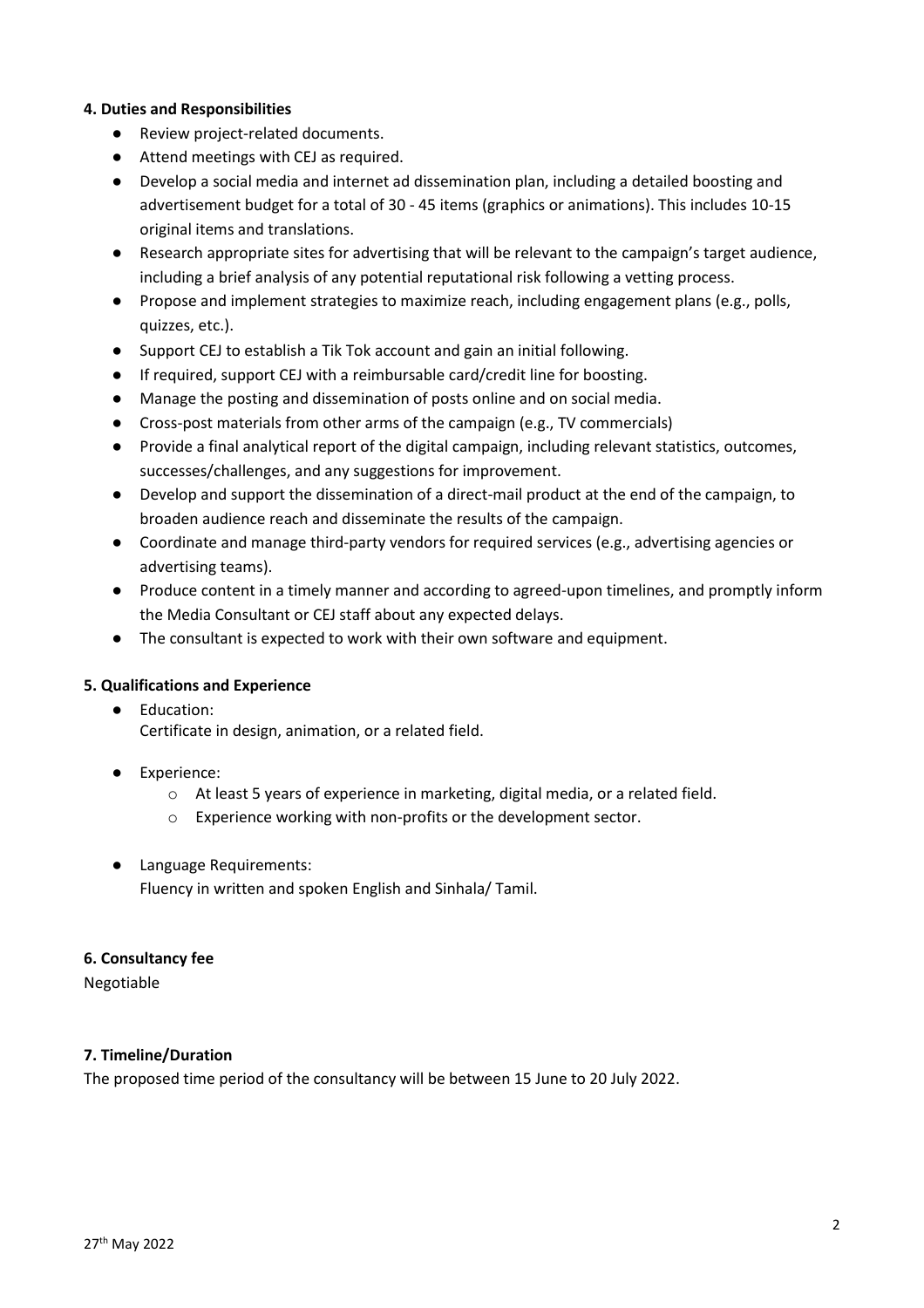## 4. Duties and Responsibilities

- Review project-related documents.
- Attend meetings with CEJ as required.
- Develop a social media and internet ad dissemination plan, including a detailed boosting and advertisement budget for a total of 30 - 45 items (graphics or animations). This includes 10-15 original items and translations.
- Research appropriate sites for advertising that will be relevant to the campaign's target audience, including a brief analysis of any potential reputational risk following a vetting process.
- Propose and implement strategies to maximize reach, including engagement plans (e.g., polls, quizzes, etc.).
- Support CEJ to establish a Tik Tok account and gain an initial following.
- If required, support CEJ with a reimbursable card/credit line for boosting.
- Manage the posting and dissemination of posts online and on social media.
- Cross-post materials from other arms of the campaign (e.g., TV commercials)
- Provide a final analytical report of the digital campaign, including relevant statistics, outcomes, successes/challenges, and any suggestions for improvement.
- Develop and support the dissemination of a direct-mail product at the end of the campaign, to broaden audience reach and disseminate the results of the campaign.
- Coordinate and manage third-party vendors for required services (e.g., advertising agencies or advertising teams).
- Produce content in a timely manner and according to agreed-upon timelines, and promptly inform the Media Consultant or CEJ staff about any expected delays.
- The consultant is expected to work with their own software and equipment.

## 5. Qualifications and Experience

- Education:
  Certificate in design, animation, or a related field.

- Experience:
  - At least 5 years of experience in marketing, digital media, or a related field.
  - Experience working with non-profits or the development sector.

- Language Requirements:
  Fluency in written and spoken English and Sinhala/ Tamil.

## 6. Consultancy fee

Negotiable

## 7. Timeline/Duration

The proposed time period of the consultancy will be between 15 June to 20 July 2022.

27th May 2022